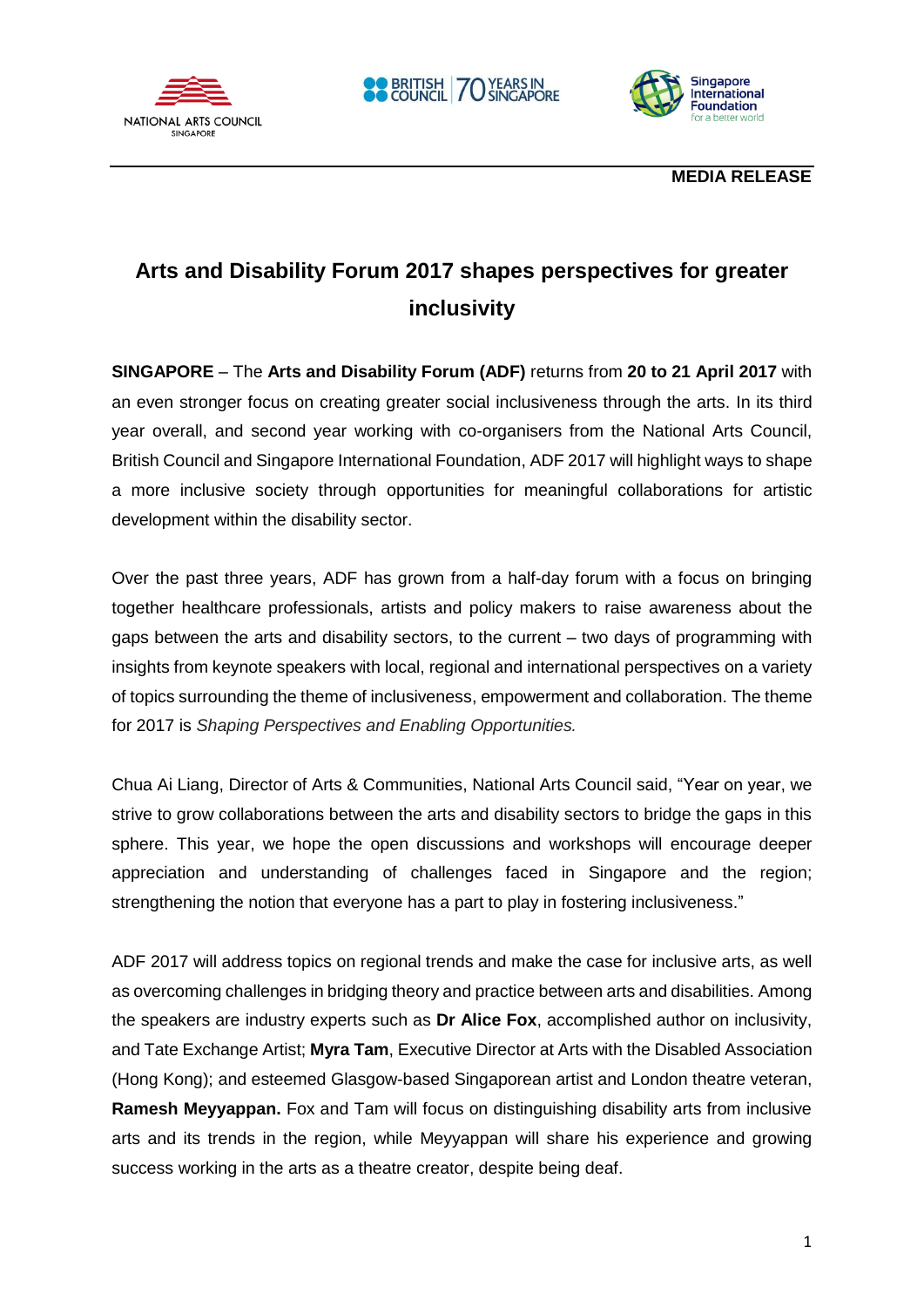**MEDIA RELEASE**

# Arts and Disability Forum 2017 shapes perspectives for greater inclusivity

**SINGAPORE** – The **Arts and Disability Forum (ADF)** returns from **20 to 21 April 2017** with an even stronger focus on creating greater social inclusiveness through the arts. In its third year overall, and second year working with co-organisers from the National Arts Council, British Council and Singapore International Foundation, ADF 2017 will highlight ways to shape a more inclusive society through opportunities for meaningful collaborations for artistic development within the disability sector.

Over the past three years, ADF has grown from a half-day forum with a focus on bringing together healthcare professionals, artists and policy makers to raise awareness about the gaps between the arts and disability sectors, to the current – two days of programming with insights from keynote speakers with local, regional and international perspectives on a variety of topics surrounding the theme of inclusiveness, empowerment and collaboration. The theme for 2017 is *Shaping Perspectives and Enabling Opportunities.*

Chua Ai Liang, Director of Arts & Communities, National Arts Council said, "Year on year, we strive to grow collaborations between the arts and disability sectors to bridge the gaps in this sphere. This year, we hope the open discussions and workshops will encourage deeper appreciation and understanding of challenges faced in Singapore and the region; strengthening the notion that everyone has a part to play in fostering inclusiveness."

ADF 2017 will address topics on regional trends and make the case for inclusive arts, as well as overcoming challenges in bridging theory and practice between arts and disabilities. Among the speakers are industry experts such as **Dr Alice Fox**, accomplished author on inclusivity, and Tate Exchange Artist; **Myra Tam**, Executive Director at Arts with the Disabled Association (Hong Kong); and esteemed Glasgow-based Singaporean artist and London theatre veteran, **Ramesh Meyyappan.** Fox and Tam will focus on distinguishing disability arts from inclusive arts and its trends in the region, while Meyyappan will share his experience and growing success working in the arts as a theatre creator, despite being deaf.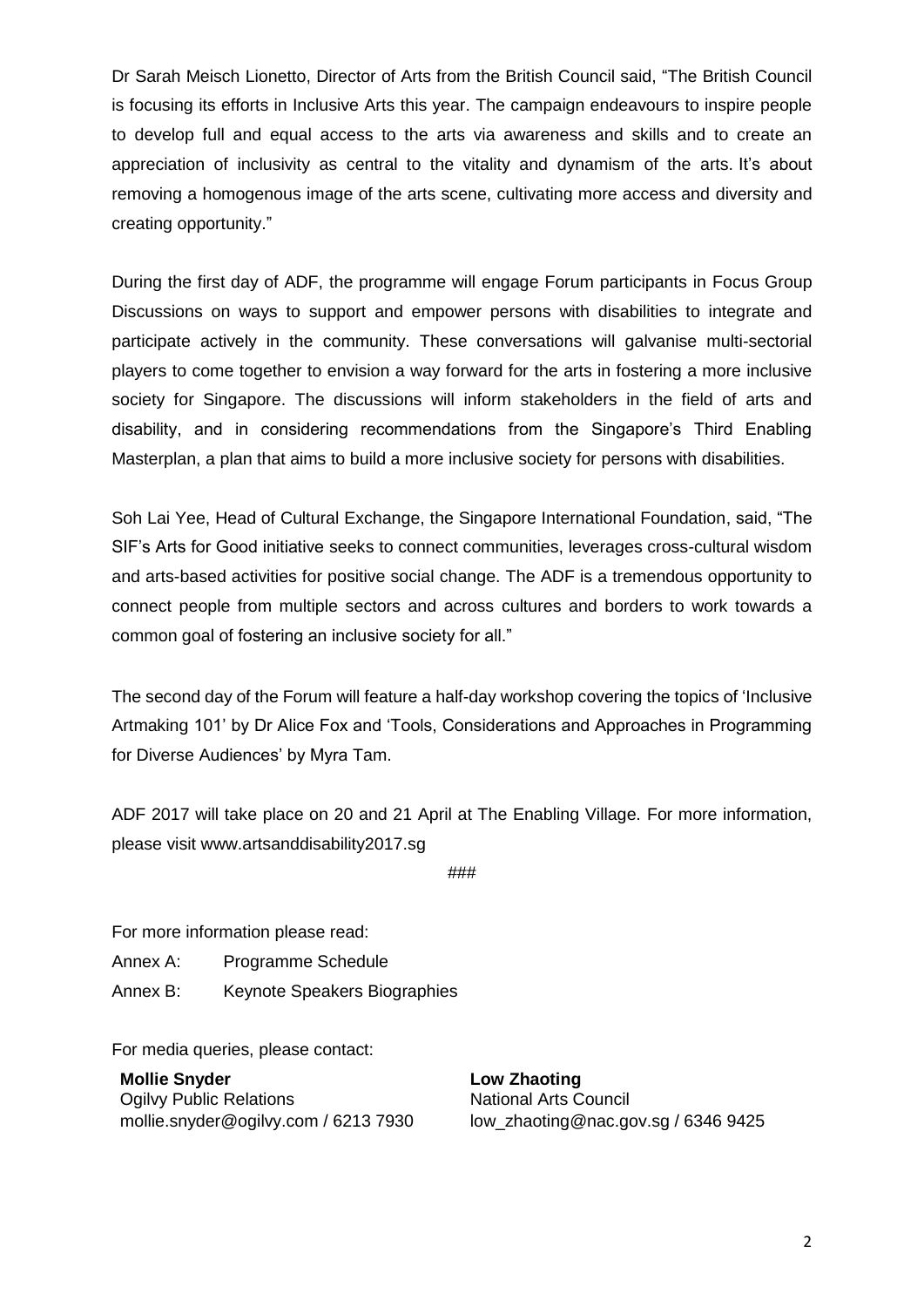Dr Sarah Meisch Lionetto, Director of Arts from the British Council said, "The British Council is focusing its efforts in Inclusive Arts this year. The campaign endeavours to inspire people to develop full and equal access to the arts via awareness and skills and to create an appreciation of inclusivity as central to the vitality and dynamism of the arts. It's about removing a homogenous image of the arts scene, cultivating more access and diversity and creating opportunity."

During the first day of ADF, the programme will engage Forum participants in Focus Group Discussions on ways to support and empower persons with disabilities to integrate and participate actively in the community. These conversations will galvanise multi-sectorial players to come together to envision a way forward for the arts in fostering a more inclusive society for Singapore. The discussions will inform stakeholders in the field of arts and disability, and in considering recommendations from the Singapore's Third Enabling Masterplan, a plan that aims to build a more inclusive society for persons with disabilities.

Soh Lai Yee, Head of Cultural Exchange, the Singapore International Foundation, said, "The SIF's Arts for Good initiative seeks to connect communities, leverages cross-cultural wisdom and arts-based activities for positive social change. The ADF is a tremendous opportunity to connect people from multiple sectors and across cultures and borders to work towards a common goal of fostering an inclusive society for all."

The second day of the Forum will feature a half-day workshop covering the topics of 'Inclusive Artmaking 101' by Dr Alice Fox and 'Tools, Considerations and Approaches in Programming for Diverse Audiences' by Myra Tam.

ADF 2017 will take place on 20 and 21 April at The Enabling Village. For more information, please visit www.artsanddisability2017.sg

###

For more information please read:

Annex A: Programme Schedule

Annex B: Keynote Speakers Biographies

For media queries, please contact:

**Mollie Snyder**
Ogilvy Public Relations
mollie.snyder@ogilvy.com / 6213 7930

**Low Zhaoting**
National Arts Council
low_zhaoting@nac.gov.sg / 6346 9425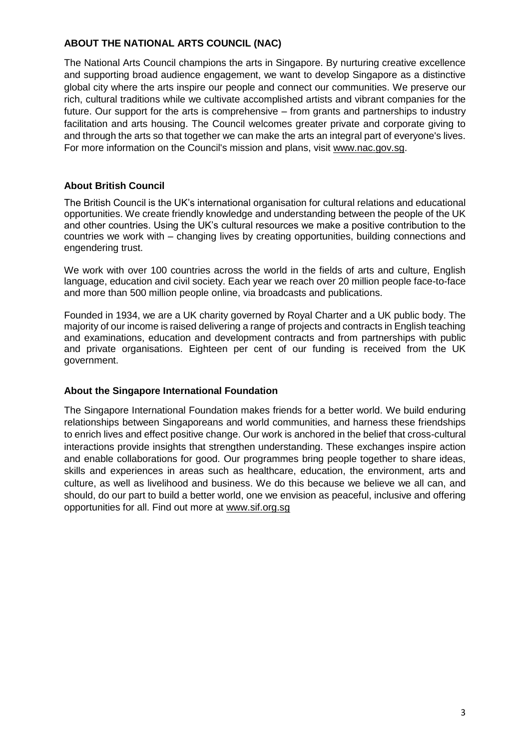**ABOUT THE NATIONAL ARTS COUNCIL (NAC)**

The National Arts Council champions the arts in Singapore. By nurturing creative excellence and supporting broad audience engagement, we want to develop Singapore as a distinctive global city where the arts inspire our people and connect our communities. We preserve our rich, cultural traditions while we cultivate accomplished artists and vibrant companies for the future. Our support for the arts is comprehensive – from grants and partnerships to industry facilitation and arts housing. The Council welcomes greater private and corporate giving to and through the arts so that together we can make the arts an integral part of everyone's lives. For more information on the Council's mission and plans, visit www.nac.gov.sg.

**About British Council**

The British Council is the UK's international organisation for cultural relations and educational opportunities. We create friendly knowledge and understanding between the people of the UK and other countries. Using the UK's cultural resources we make a positive contribution to the countries we work with – changing lives by creating opportunities, building connections and engendering trust.

We work with over 100 countries across the world in the fields of arts and culture, English language, education and civil society. Each year we reach over 20 million people face-to-face and more than 500 million people online, via broadcasts and publications.

Founded in 1934, we are a UK charity governed by Royal Charter and a UK public body. The majority of our income is raised delivering a range of projects and contracts in English teaching and examinations, education and development contracts and from partnerships with public and private organisations. Eighteen per cent of our funding is received from the UK government.

**About the Singapore International Foundation**

The Singapore International Foundation makes friends for a better world. We build enduring relationships between Singaporeans and world communities, and harness these friendships to enrich lives and effect positive change. Our work is anchored in the belief that cross-cultural interactions provide insights that strengthen understanding. These exchanges inspire action and enable collaborations for good. Our programmes bring people together to share ideas, skills and experiences in areas such as healthcare, education, the environment, arts and culture, as well as livelihood and business. We do this because we believe we all can, and should, do our part to build a better world, one we envision as peaceful, inclusive and offering opportunities for all. Find out more at www.sif.org.sg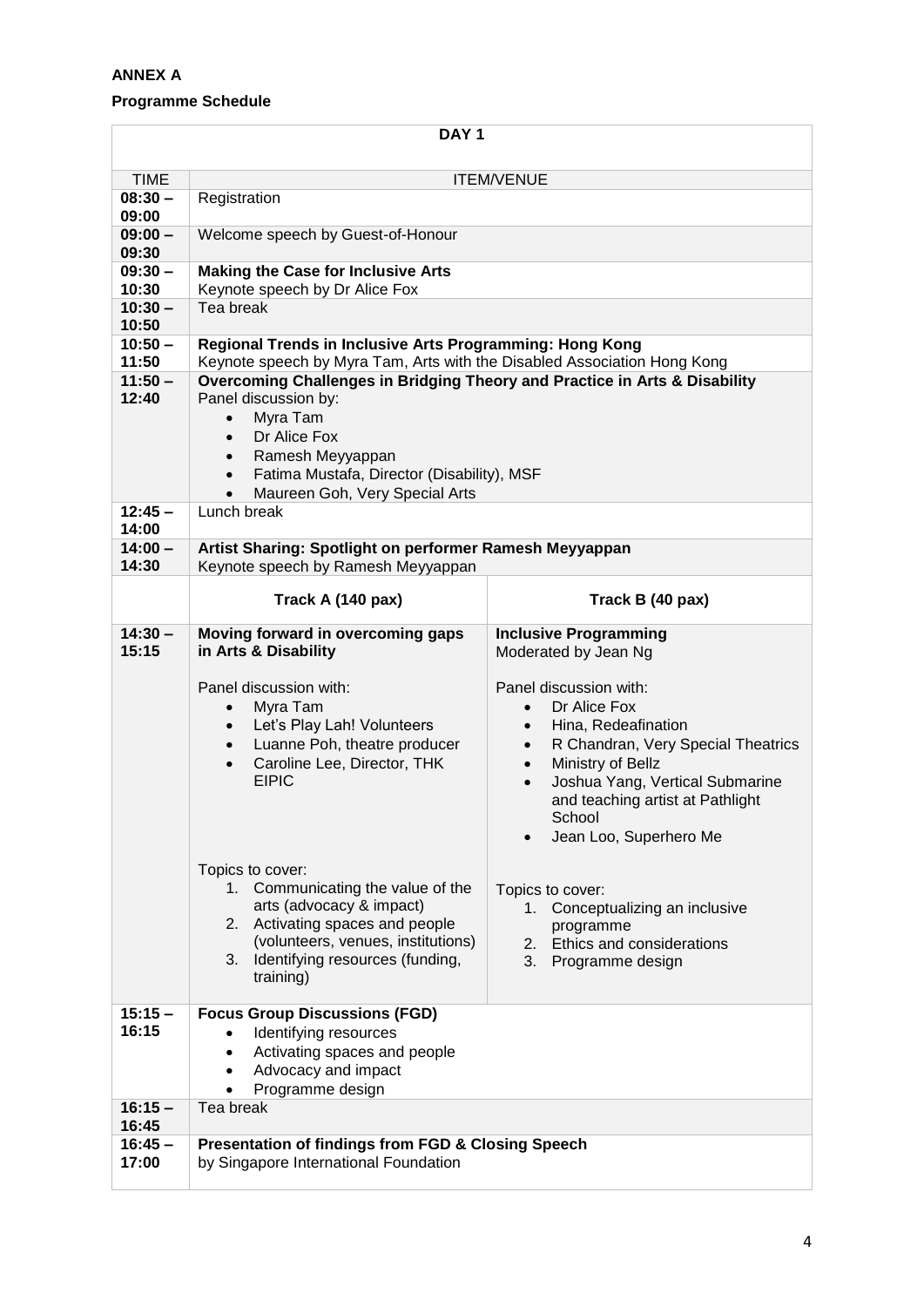**ANNEX A**

**Programme Schedule**

| DAY 1 | | |
|---|---|---|
| TIME | ITEM/VENUE | |
| **08:30 – 09:00** | Registration | |
| **09:00 – 09:30** | Welcome speech by Guest-of-Honour | |
| **09:30 – 10:30** | **Making the Case for Inclusive Arts**<br>Keynote speech by Dr Alice Fox | |
| **10:30 – 10:50** | Tea break | |
| **10:50 – 11:50** | **Regional Trends in Inclusive Arts Programming: Hong Kong**<br>Keynote speech by Myra Tam, Arts with the Disabled Association Hong Kong | |
| **11:50 – 12:40** | **Overcoming Challenges in Bridging Theory and Practice in Arts & Disability**<br>Panel discussion by:<br>• Myra Tam<br>• Dr Alice Fox<br>• Ramesh Meyyappan<br>• Fatima Mustafa, Director (Disability), MSF<br>• Maureen Goh, Very Special Arts | |
| **12:45 – 14:00** | Lunch break | |
| **14:00 – 14:30** | **Artist Sharing: Spotlight on performer Ramesh Meyyappan**<br>Keynote speech by Ramesh Meyyappan | |
| | **Track A (140 pax)** | **Track B (40 pax)** |
| **14:30 – 15:15** | **Moving forward in overcoming gaps in Arts & Disability**<br><br>Panel discussion with:<br>• Myra Tam<br>• Let's Play Lah! Volunteers<br>• Luanne Poh, theatre producer<br>• Caroline Lee, Director, THK EIPIC<br><br>Topics to cover:<br>1. Communicating the value of the arts (advocacy & impact)<br>2. Activating spaces and people (volunteers, venues, institutions)<br>3. Identifying resources (funding, training) | **Inclusive Programming**<br>Moderated by Jean Ng<br><br>Panel discussion with:<br>• Dr Alice Fox<br>• Hina, Redeafination<br>• R Chandran, Very Special Theatrics<br>• Ministry of Bellz<br>• Joshua Yang, Vertical Submarine and teaching artist at Pathlight School<br>• Jean Loo, Superhero Me<br><br>Topics to cover:<br>1. Conceptualizing an inclusive programme<br>2. Ethics and considerations<br>3. Programme design |
| **15:15 – 16:15** | **Focus Group Discussions (FGD)**<br>• Identifying resources<br>• Activating spaces and people<br>• Advocacy and impact<br>• Programme design | |
| **16:15 – 16:45** | Tea break | |
| **16:45 – 17:00** | **Presentation of findings from FGD & Closing Speech**<br>by Singapore International Foundation | |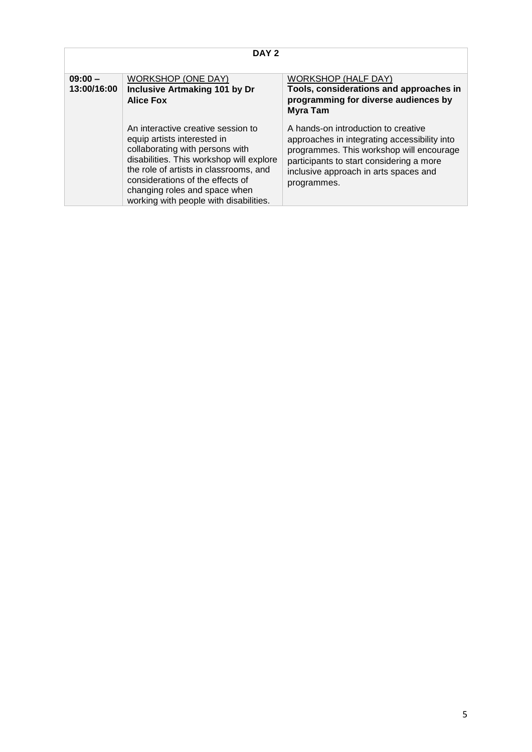| DAY 2 | | |
|---|---|---|
| **09:00 – 13:00/16:00** | WORKSHOP (ONE DAY)<br>**Inclusive Artmaking 101 by Dr Alice Fox**<br><br>An interactive creative session to equip artists interested in collaborating with persons with disabilities. This workshop will explore the role of artists in classrooms, and considerations of the effects of changing roles and space when working with people with disabilities. | WORKSHOP (HALF DAY)<br>**Tools, considerations and approaches in programming for diverse audiences by Myra Tam**<br><br>A hands-on introduction to creative approaches in integrating accessibility into programmes. This workshop will encourage participants to start considering a more inclusive approach in arts spaces and programmes. |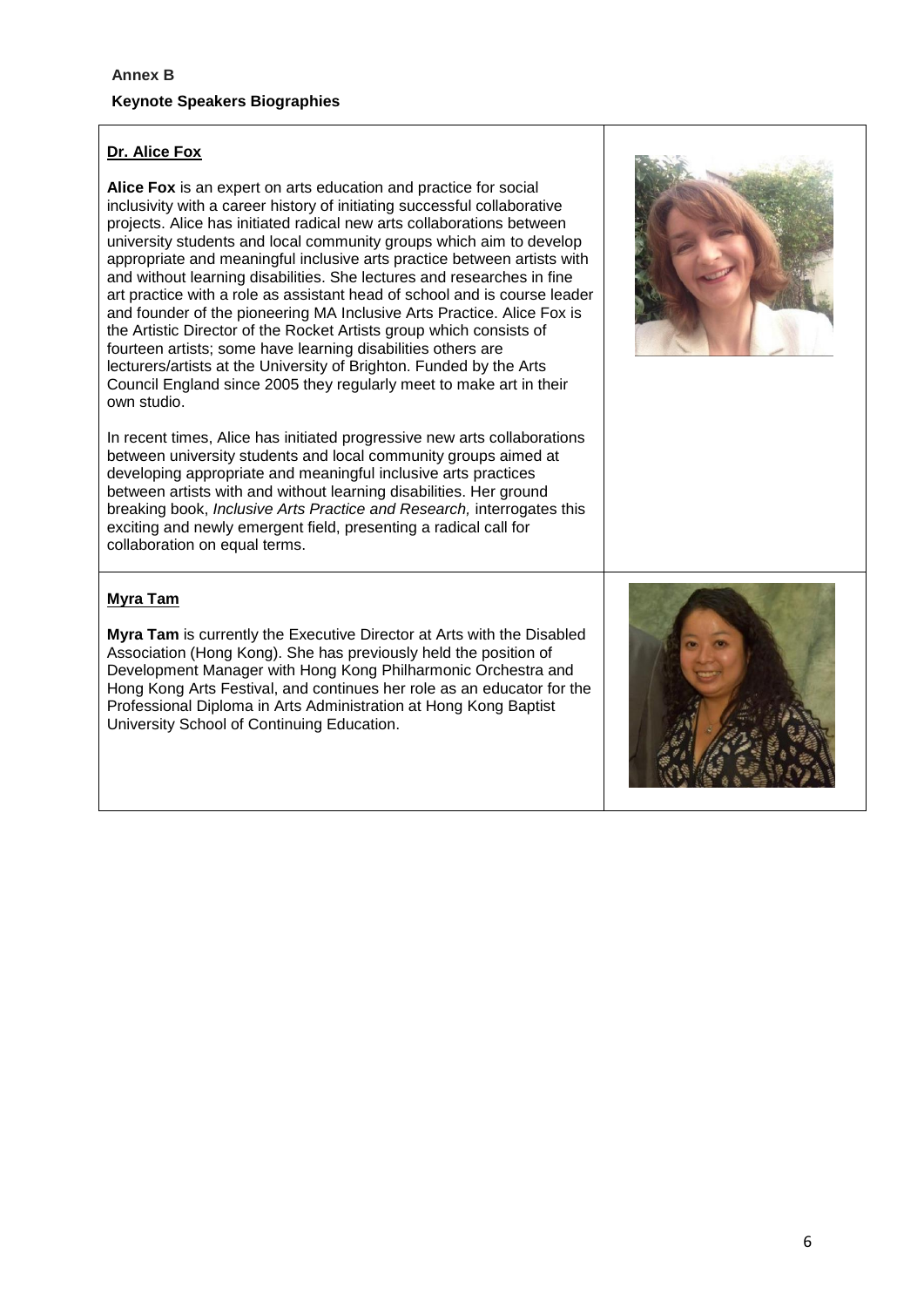**Annex B**

**Keynote Speakers Biographies**

**Dr. Alice Fox**

**Alice Fox** is an expert on arts education and practice for social inclusivity with a career history of initiating successful collaborative projects. Alice has initiated radical new arts collaborations between university students and local community groups which aim to develop appropriate and meaningful inclusive arts practice between artists with and without learning disabilities. She lectures and researches in fine art practice with a role as assistant head of school and is course leader and founder of the pioneering MA Inclusive Arts Practice. Alice Fox is the Artistic Director of the Rocket Artists group which consists of fourteen artists; some have learning disabilities others are lecturers/artists at the University of Brighton. Funded by the Arts Council England since 2005 they regularly meet to make art in their own studio.

In recent times, Alice has initiated progressive new arts collaborations between university students and local community groups aimed at developing appropriate and meaningful inclusive arts practices between artists with and without learning disabilities. Her ground breaking book, *Inclusive Arts Practice and Research,* interrogates this exciting and newly emergent field, presenting a radical call for collaboration on equal terms.

**Myra Tam**

**Myra Tam** is currently the Executive Director at Arts with the Disabled Association (Hong Kong). She has previously held the position of Development Manager with Hong Kong Philharmonic Orchestra and Hong Kong Arts Festival, and continues her role as an educator for the Professional Diploma in Arts Administration at Hong Kong Baptist University School of Continuing Education.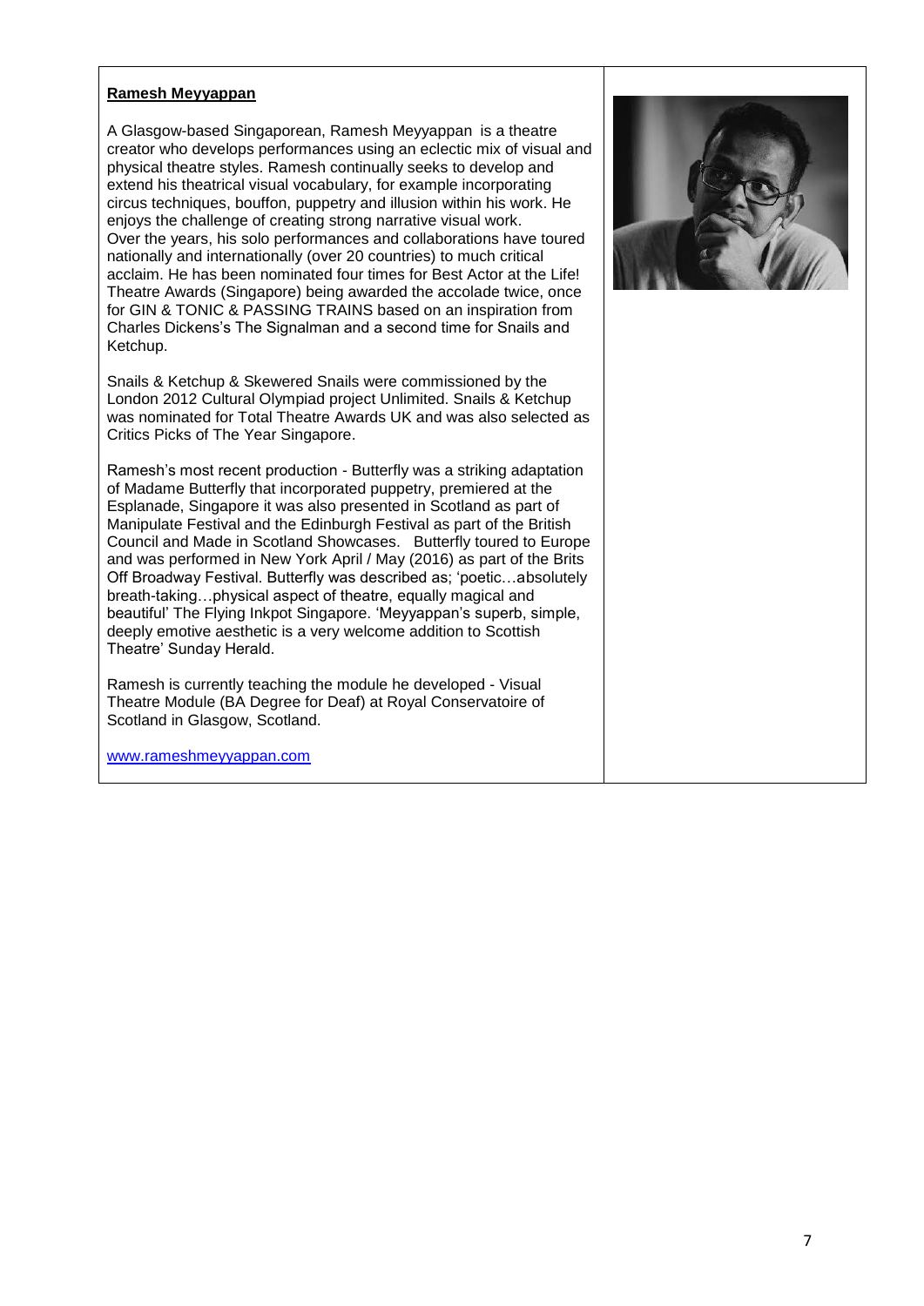**Ramesh Meyyappan**

A Glasgow-based Singaporean, Ramesh Meyyappan is a theatre creator who develops performances using an eclectic mix of visual and physical theatre styles. Ramesh continually seeks to develop and extend his theatrical visual vocabulary, for example incorporating circus techniques, bouffon, puppetry and illusion within his work. He enjoys the challenge of creating strong narrative visual work. Over the years, his solo performances and collaborations have toured nationally and internationally (over 20 countries) to much critical acclaim. He has been nominated four times for Best Actor at the Life! Theatre Awards (Singapore) being awarded the accolade twice, once for GIN & TONIC & PASSING TRAINS based on an inspiration from Charles Dickens's The Signalman and a second time for Snails and Ketchup.

Snails & Ketchup & Skewered Snails were commissioned by the London 2012 Cultural Olympiad project Unlimited. Snails & Ketchup was nominated for Total Theatre Awards UK and was also selected as Critics Picks of The Year Singapore.

Ramesh's most recent production - Butterfly was a striking adaptation of Madame Butterfly that incorporated puppetry, premiered at the Esplanade, Singapore it was also presented in Scotland as part of Manipulate Festival and the Edinburgh Festival as part of the British Council and Made in Scotland Showcases. Butterfly toured to Europe and was performed in New York April / May (2016) as part of the Brits Off Broadway Festival. Butterfly was described as; 'poetic…absolutely breath-taking…physical aspect of theatre, equally magical and beautiful' The Flying Inkpot Singapore. 'Meyyappan's superb, simple, deeply emotive aesthetic is a very welcome addition to Scottish Theatre' Sunday Herald.

Ramesh is currently teaching the module he developed - Visual Theatre Module (BA Degree for Deaf) at Royal Conservatoire of Scotland in Glasgow, Scotland.

www.rameshmeyyappan.com